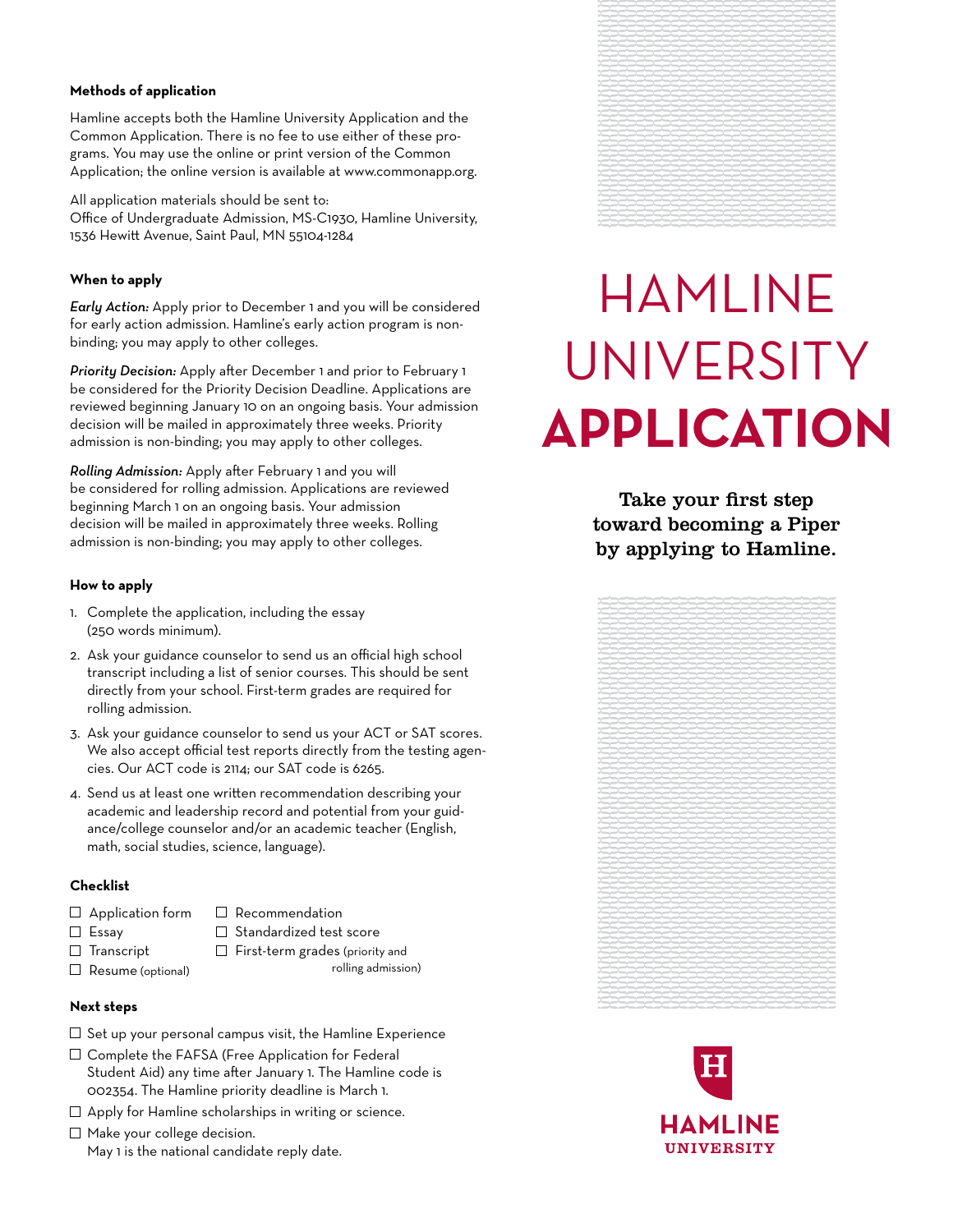# HAMLINE UNIVERSITY **APPLICATION**

**Take your first step toward becoming a Piper by applying to Hamline.**

### Methods of application

Hamline accepts both the Hamline University Application and the Common Application. There is no fee to use either of these programs. You may use the online or print version of the Common Application; the online version is available at www.commonapp.org.

All application materials should be sent to:
Office of Undergraduate Admission, MS-C1930, Hamline University, 1536 Hewitt Avenue, Saint Paul, MN 55104-1284

### When to apply

*Early Action:* Apply prior to December 1 and you will be considered for early action admission. Hamline's early action program is non-binding; you may apply to other colleges.

*Priority Decision:* Apply after December 1 and prior to February 1 be considered for the Priority Decision Deadline. Applications are reviewed beginning January 10 on an ongoing basis. Your admission decision will be mailed in approximately three weeks. Priority admission is non-binding; you may apply to other colleges.

*Rolling Admission:* Apply after February 1 and you will be considered for rolling admission. Applications are reviewed beginning March 1 on an ongoing basis. Your admission decision will be mailed in approximately three weeks. Rolling admission is non-binding; you may apply to other colleges.

### How to apply

1. Complete the application, including the essay (250 words minimum).
2. Ask your guidance counselor to send us an official high school transcript including a list of senior courses. This should be sent directly from your school. First-term grades are required for rolling admission.
3. Ask your guidance counselor to send us your ACT or SAT scores. We also accept official test reports directly from the testing agencies. Our ACT code is 2114; our SAT code is 6265.
4. Send us at least one written recommendation describing your academic and leadership record and potential from your guidance/college counselor and/or an academic teacher (English, math, social studies, science, language).

### Checklist

- ☐ Application form
- ☐ Essay
- ☐ Transcript
- ☐ Resume (optional)
- ☐ Recommendation
- ☐ Standardized test score
- ☐ First-term grades (priority and rolling admission)

### Next steps

- ☐ Set up your personal campus visit, the Hamline Experience
- ☐ Complete the FAFSA (Free Application for Federal Student Aid) any time after January 1. The Hamline code is 002354. The Hamline priority deadline is March 1.
- ☐ Apply for Hamline scholarships in writing or science.
- ☐ Make your college decision. May 1 is the national candidate reply date.

HAMLINE UNIVERSITY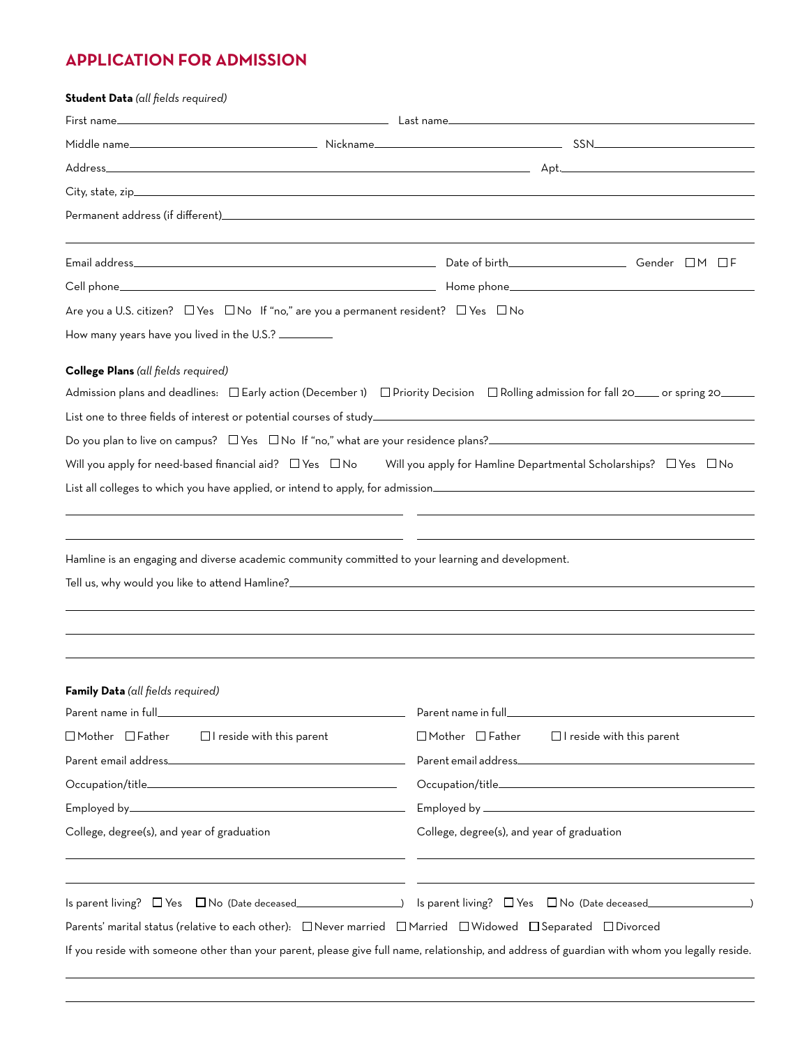## APPLICATION FOR ADMISSION

**Student Data** *(all fields required)*

First name\_\_\_\_\_\_\_\_\_\_\_\_\_\_\_\_\_\_\_\_ Last name\_\_\_\_\_\_\_\_\_\_\_\_\_\_\_\_\_\_\_\_

Middle name\_\_\_\_\_\_\_\_\_\_\_\_\_\_\_\_ Nickname\_\_\_\_\_\_\_\_\_\_\_\_\_\_\_\_ SSN\_\_\_\_\_\_\_\_\_\_\_\_\_\_\_\_

Address\_\_\_\_\_\_\_\_\_\_\_\_\_\_\_\_\_\_\_\_\_\_\_\_\_\_\_\_ Apt.\_\_\_\_\_\_\_\_\_\_\_\_\_\_\_\_

City, state, zip\_\_\_\_\_\_\_\_\_\_\_\_\_\_\_\_\_\_\_\_\_\_\_\_\_\_\_\_

Permanent address (if different)\_\_\_\_\_\_\_\_\_\_\_\_\_\_\_\_\_\_\_\_\_\_\_\_\_\_\_\_

\_\_\_\_\_\_\_\_\_\_\_\_\_\_\_\_\_\_\_\_\_\_\_\_\_\_\_\_

Email address\_\_\_\_\_\_\_\_\_\_\_\_\_\_\_\_\_\_\_\_ Date of birth\_\_\_\_\_\_\_\_\_\_\_\_ Gender ☐ M ☐ F

Cell phone\_\_\_\_\_\_\_\_\_\_\_\_\_\_\_\_\_\_\_\_ Home phone\_\_\_\_\_\_\_\_\_\_\_\_\_\_\_\_\_\_\_\_

Are you a U.S. citizen? ☐ Yes ☐ No If "no," are you a permanent resident? ☐ Yes ☐ No

How many years have you lived in the U.S.? \_\_\_\_\_\_\_\_

**College Plans** *(all fields required)*

Admission plans and deadlines: ☐ Early action (December 1) ☐ Priority Decision ☐ Rolling admission for fall 20\_\_\_\_ or spring 20\_\_\_\_

List one to three fields of interest or potential courses of study\_\_\_\_\_\_\_\_\_\_\_\_\_\_\_\_\_\_\_\_

Do you plan to live on campus? ☐ Yes ☐ No If "no," what are your residence plans?\_\_\_\_\_\_\_\_\_\_\_\_\_\_\_\_\_\_\_\_

Will you apply for need-based financial aid? ☐ Yes ☐ No Will you apply for Hamline Departmental Scholarships? ☐ Yes ☐ No

List all colleges to which you have applied, or intend to apply, for admission\_\_\_\_\_\_\_\_\_\_\_\_\_\_\_\_\_\_\_\_

\_\_\_\_\_\_\_\_\_\_\_\_\_\_\_\_\_\_\_\_ \_\_\_\_\_\_\_\_\_\_\_\_\_\_\_\_\_\_\_\_

\_\_\_\_\_\_\_\_\_\_\_\_\_\_\_\_\_\_\_\_ \_\_\_\_\_\_\_\_\_\_\_\_\_\_\_\_\_\_\_\_

Hamline is an engaging and diverse academic community committed to your learning and development.

Tell us, why would you like to attend Hamline?\_\_\_\_\_\_\_\_\_\_\_\_\_\_\_\_\_\_\_\_

\_\_\_\_\_\_\_\_\_\_\_\_\_\_\_\_\_\_\_\_\_\_\_\_\_\_\_\_

\_\_\_\_\_\_\_\_\_\_\_\_\_\_\_\_\_\_\_\_\_\_\_\_\_\_\_\_

\_\_\_\_\_\_\_\_\_\_\_\_\_\_\_\_\_\_\_\_\_\_\_\_\_\_\_\_

**Family Data** *(all fields required)*

| | |
|---|---|
| Parent name in full\_\_\_\_\_\_\_\_\_\_\_\_\_\_\_\_ | Parent name in full\_\_\_\_\_\_\_\_\_\_\_\_\_\_\_\_ |
| ☐ Mother ☐ Father ☐ I reside with this parent | ☐ Mother ☐ Father ☐ I reside with this parent |
| Parent email address\_\_\_\_\_\_\_\_\_\_\_\_\_\_\_\_ | Parent email address\_\_\_\_\_\_\_\_\_\_\_\_\_\_\_\_ |
| Occupation/title\_\_\_\_\_\_\_\_\_\_\_\_\_\_\_\_ | Occupation/title\_\_\_\_\_\_\_\_\_\_\_\_\_\_\_\_ |
| Employed by\_\_\_\_\_\_\_\_\_\_\_\_\_\_\_\_ | Employed by \_\_\_\_\_\_\_\_\_\_\_\_\_\_\_\_ |
| College, degree(s), and year of graduation | College, degree(s), and year of graduation |
| Is parent living? ☐ Yes ☐ No (Date deceased\_\_\_\_\_\_\_\_\_\_\_\_) | Is parent living? ☐ Yes ☐ No (Date deceased\_\_\_\_\_\_\_\_\_\_\_\_) |

Parents' marital status (relative to each other): ☐ Never married ☐ Married ☐ Widowed ☐ Separated ☐ Divorced

If you reside with someone other than your parent, please give full name, relationship, and address of guardian with whom you legally reside.

\_\_\_\_\_\_\_\_\_\_\_\_\_\_\_\_\_\_\_\_\_\_\_\_\_\_\_\_

\_\_\_\_\_\_\_\_\_\_\_\_\_\_\_\_\_\_\_\_\_\_\_\_\_\_\_\_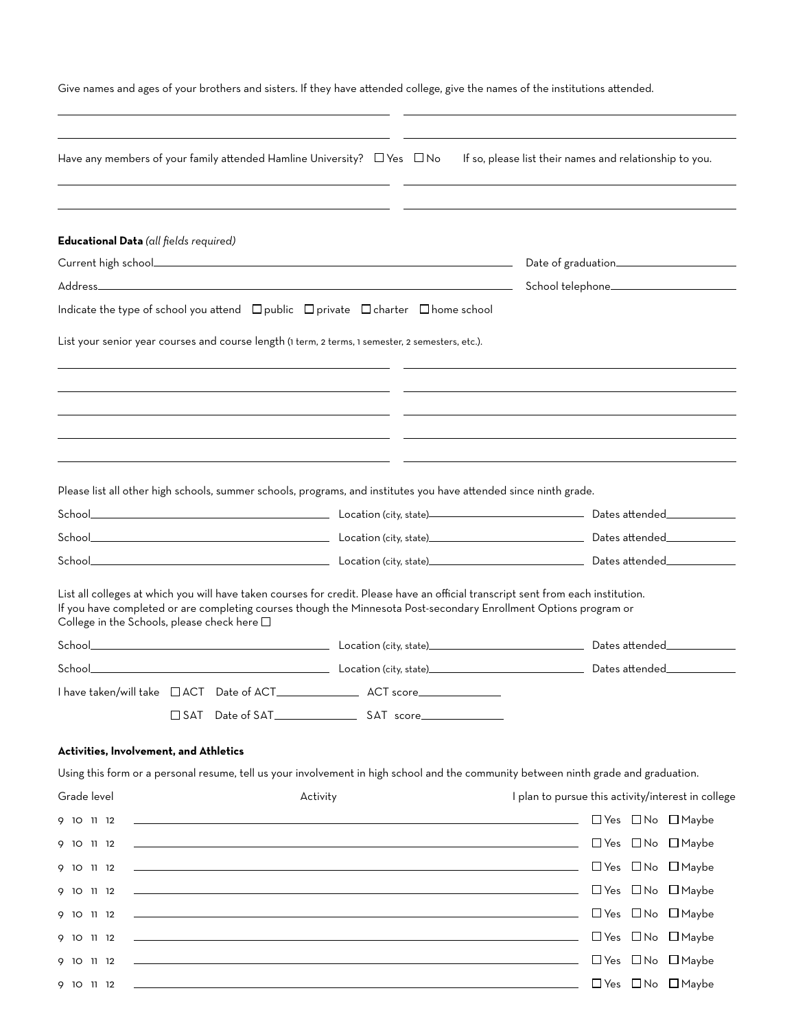Give names and ages of your brothers and sisters. If they have attended college, give the names of the institutions attended.

Have any members of your family attended Hamline University? ☐ Yes ☐ No  If so, please list their names and relationship to you.

**Educational Data** *(all fields required)*

Current high school\_\_\_\_\_\_\_\_\_\_\_\_\_\_\_\_\_\_\_\_ Date of graduation\_\_\_\_\_\_\_\_\_\_

Address\_\_\_\_\_\_\_\_\_\_\_\_\_\_\_\_\_\_\_\_ School telephone\_\_\_\_\_\_\_\_\_\_

Indicate the type of school you attend ☐ public ☐ private ☐ charter ☐ home school

List your senior year courses and course length (1 term, 2 terms, 1 semester, 2 semesters, etc.).

Please list all other high schools, summer schools, programs, and institutes you have attended since ninth grade.

School\_\_\_\_\_\_\_\_\_\_ Location (city, state)\_\_\_\_\_\_\_\_\_\_ Dates attended\_\_\_\_\_\_\_\_\_\_

School\_\_\_\_\_\_\_\_\_\_ Location (city, state)\_\_\_\_\_\_\_\_\_\_ Dates attended\_\_\_\_\_\_\_\_\_\_

School\_\_\_\_\_\_\_\_\_\_ Location (city, state)\_\_\_\_\_\_\_\_\_\_ Dates attended\_\_\_\_\_\_\_\_\_\_

List all colleges at which you will have taken courses for credit. Please have an official transcript sent from each institution.
If you have completed or are completing courses though the Minnesota Post-secondary Enrollment Options program or College in the Schools, please check here ☐

School\_\_\_\_\_\_\_\_\_\_ Location (city, state)\_\_\_\_\_\_\_\_\_\_ Dates attended\_\_\_\_\_\_\_\_\_\_

School\_\_\_\_\_\_\_\_\_\_ Location (city, state)\_\_\_\_\_\_\_\_\_\_ Dates attended\_\_\_\_\_\_\_\_\_\_

I have taken/will take ☐ ACT Date of ACT\_\_\_\_\_\_\_\_\_\_ ACT score\_\_\_\_\_\_\_\_\_\_

☐ SAT Date of SAT\_\_\_\_\_\_\_\_\_\_ SAT score\_\_\_\_\_\_\_\_\_\_

**Activities, Involvement, and Athletics**

Using this form or a personal resume, tell us your involvement in high school and the community between ninth grade and graduation.

| Grade level | Activity | I plan to pursue this activity/interest in college |
|---|---|---|
| 9 10 11 12 | | ☐ Yes ☐ No ☐ Maybe |
| 9 10 11 12 | | ☐ Yes ☐ No ☐ Maybe |
| 9 10 11 12 | | ☐ Yes ☐ No ☐ Maybe |
| 9 10 11 12 | | ☐ Yes ☐ No ☐ Maybe |
| 9 10 11 12 | | ☐ Yes ☐ No ☐ Maybe |
| 9 10 11 12 | | ☐ Yes ☐ No ☐ Maybe |
| 9 10 11 12 | | ☐ Yes ☐ No ☐ Maybe |
| 9 10 11 12 | | ☐ Yes ☐ No ☐ Maybe |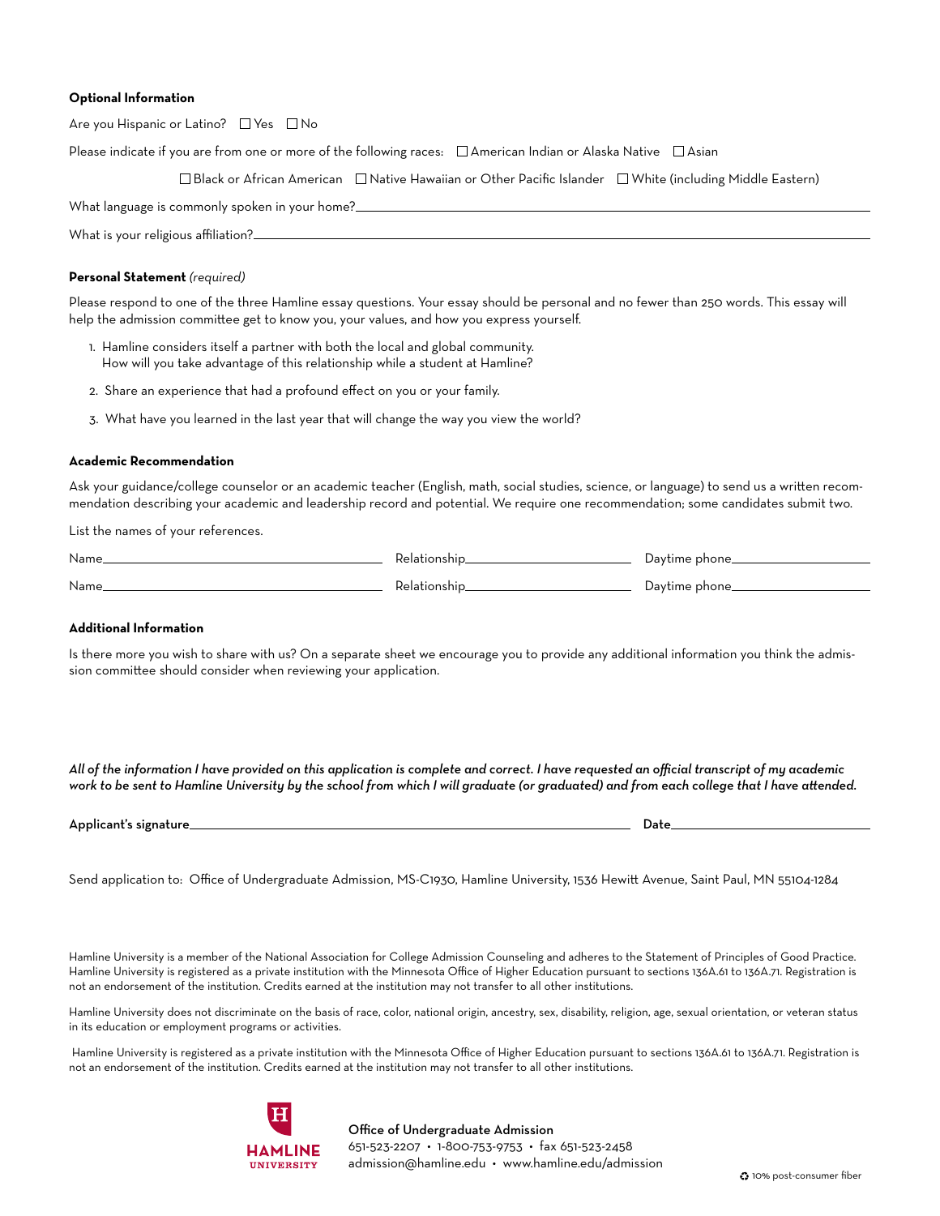**Optional Information**

Are you Hispanic or Latino? ☐ Yes ☐ No

Please indicate if you are from one or more of the following races: ☐ American Indian or Alaska Native ☐ Asian

☐ Black or African American ☐ Native Hawaiian or Other Pacific Islander ☐ White (including Middle Eastern)

What language is commonly spoken in your home?\_\_\_\_\_\_\_\_\_\_\_\_\_\_\_\_\_\_\_\_\_\_\_\_\_\_\_\_\_\_\_\_\_\_\_\_

What is your religious affiliation?\_\_\_\_\_\_\_\_\_\_\_\_\_\_\_\_\_\_\_\_\_\_\_\_\_\_\_\_\_\_\_\_\_\_\_\_

**Personal Statement** *(required)*

Please respond to one of the three Hamline essay questions. Your essay should be personal and no fewer than 250 words. This essay will help the admission committee get to know you, your values, and how you express yourself.

1. Hamline considers itself a partner with both the local and global community.
   How will you take advantage of this relationship while a student at Hamline?
2. Share an experience that had a profound effect on you or your family.
3. What have you learned in the last year that will change the way you view the world?

**Academic Recommendation**

Ask your guidance/college counselor or an academic teacher (English, math, social studies, science, or language) to send us a written recommendation describing your academic and leadership record and potential. We require one recommendation; some candidates submit two.

List the names of your references.

Name\_\_\_\_\_\_\_\_\_\_\_\_\_\_\_\_\_\_\_\_ Relationship\_\_\_\_\_\_\_\_\_\_\_\_\_\_\_\_ Daytime phone\_\_\_\_\_\_\_\_\_\_\_\_\_\_\_\_

Name\_\_\_\_\_\_\_\_\_\_\_\_\_\_\_\_\_\_\_\_ Relationship\_\_\_\_\_\_\_\_\_\_\_\_\_\_\_\_ Daytime phone\_\_\_\_\_\_\_\_\_\_\_\_\_\_\_\_

**Additional Information**

Is there more you wish to share with us? On a separate sheet we encourage you to provide any additional information you think the admission committee should consider when reviewing your application.

*All of the information I have provided on this application is complete and correct. I have requested an official transcript of my academic work to be sent to Hamline University by the school from which I will graduate (or graduated) and from each college that I have attended.*

**Applicant's signature**\_\_\_\_\_\_\_\_\_\_\_\_\_\_\_\_\_\_\_\_\_\_\_\_\_\_\_\_\_\_\_\_ **Date**\_\_\_\_\_\_\_\_\_\_\_\_\_\_\_\_

Send application to: Office of Undergraduate Admission, MS-C1930, Hamline University, 1536 Hewitt Avenue, Saint Paul, MN 55104-1284

Hamline University is a member of the National Association for College Admission Counseling and adheres to the Statement of Principles of Good Practice. Hamline University is registered as a private institution with the Minnesota Office of Higher Education pursuant to sections 136A.61 to 136A.71. Registration is not an endorsement of the institution. Credits earned at the institution may not transfer to all other institutions.

Hamline University does not discriminate on the basis of race, color, national origin, ancestry, sex, disability, religion, age, sexual orientation, or veteran status in its education or employment programs or activities.

Hamline University is registered as a private institution with the Minnesota Office of Higher Education pursuant to sections 136A.61 to 136A.71. Registration is not an endorsement of the institution. Credits earned at the institution may not transfer to all other institutions.

HAMLINE UNIVERSITY

Office of Undergraduate Admission
651-523-2207 • 1-800-753-9753 • fax 651-523-2458
admission@hamline.edu • www.hamline.edu/admission

10% post-consumer fiber